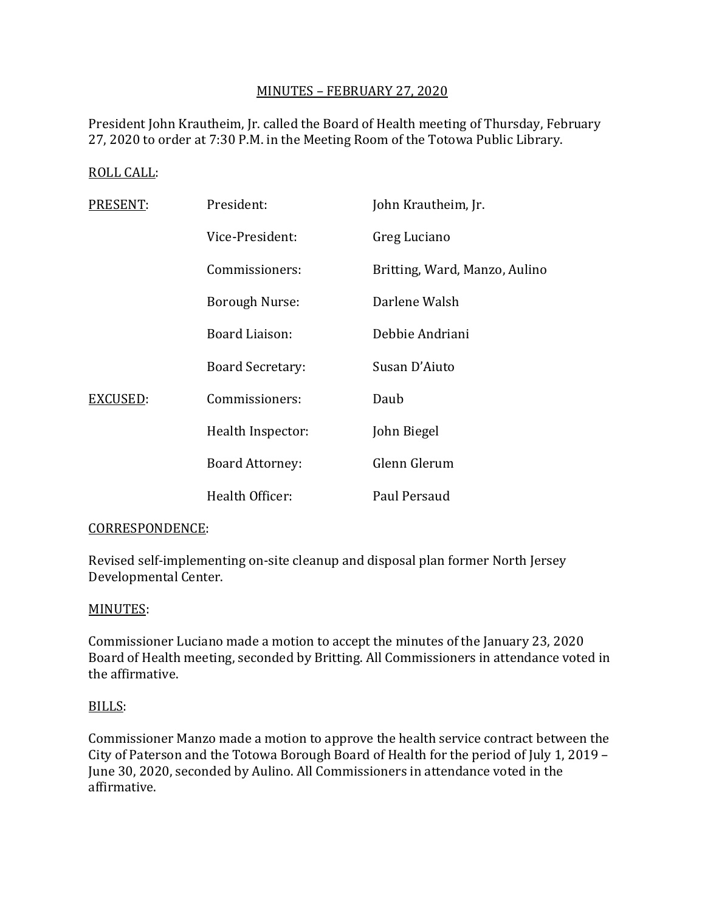## MINUTES – FEBRUARY 27, 2020

President John Krautheim, Jr. called the Board of Health meeting of Thursday, February 27, 2020 to order at 7:30 P.M. in the Meeting Room of the Totowa Public Library.

ROLL CALL:

| | | |
|---|---|---|
| PRESENT: | President: | John Krautheim, Jr. |
| | Vice-President: | Greg Luciano |
| | Commissioners: | Britting, Ward, Manzo, Aulino |
| | Borough Nurse: | Darlene Walsh |
| | Board Liaison: | Debbie Andriani |
| | Board Secretary: | Susan D'Aiuto |
| EXCUSED: | Commissioners: | Daub |
| | Health Inspector: | John Biegel |
| | Board Attorney: | Glenn Glerum |
| | Health Officer: | Paul Persaud |

CORRESPONDENCE:

Revised self-implementing on-site cleanup and disposal plan former North Jersey Developmental Center.

MINUTES:

Commissioner Luciano made a motion to accept the minutes of the January 23, 2020 Board of Health meeting, seconded by Britting. All Commissioners in attendance voted in the affirmative.

BILLS:

Commissioner Manzo made a motion to approve the health service contract between the City of Paterson and the Totowa Borough Board of Health for the period of July 1, 2019 – June 30, 2020, seconded by Aulino. All Commissioners in attendance voted in the affirmative.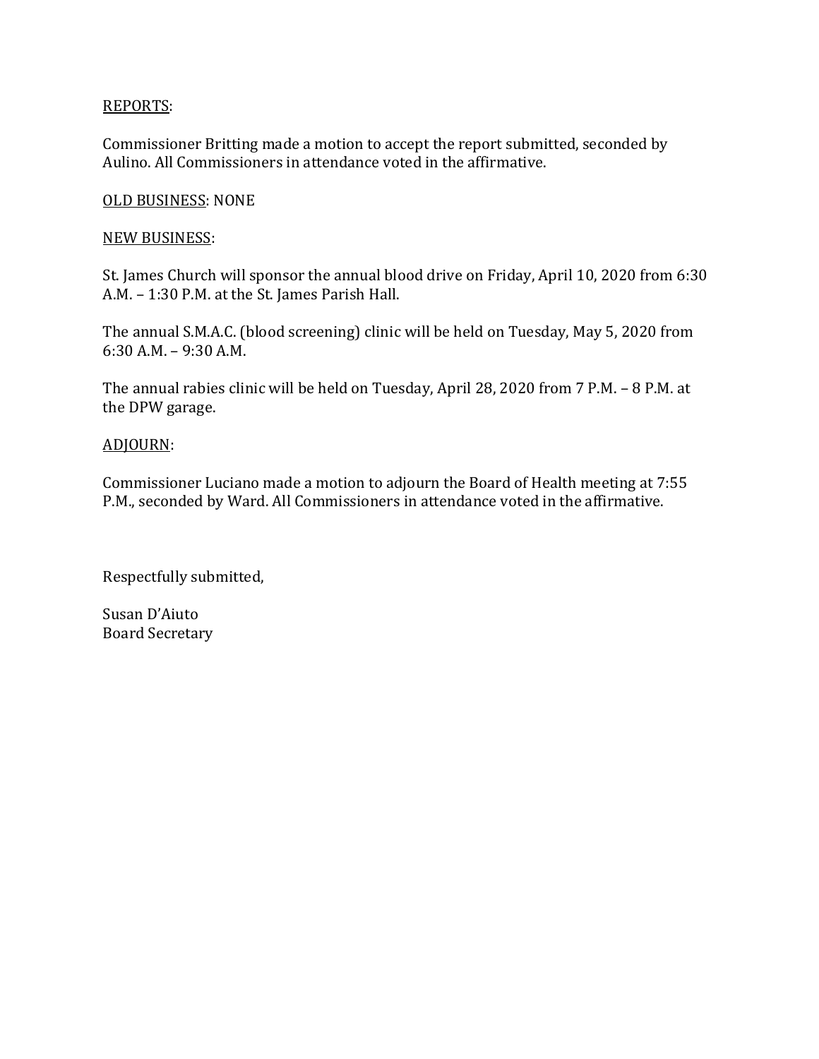<u>REPORTS</u>:

Commissioner Britting made a motion to accept the report submitted, seconded by Aulino. All Commissioners in attendance voted in the affirmative.

<u>OLD BUSINESS</u>: NONE

<u>NEW BUSINESS</u>:

St. James Church will sponsor the annual blood drive on Friday, April 10, 2020 from 6:30 A.M. – 1:30 P.M. at the St. James Parish Hall.

The annual S.M.A.C. (blood screening) clinic will be held on Tuesday, May 5, 2020 from 6:30 A.M. – 9:30 A.M.

The annual rabies clinic will be held on Tuesday, April 28, 2020 from 7 P.M. – 8 P.M. at the DPW garage.

<u>ADJOURN</u>:

Commissioner Luciano made a motion to adjourn the Board of Health meeting at 7:55 P.M., seconded by Ward. All Commissioners in attendance voted in the affirmative.

Respectfully submitted,

Susan D'Aiuto
Board Secretary